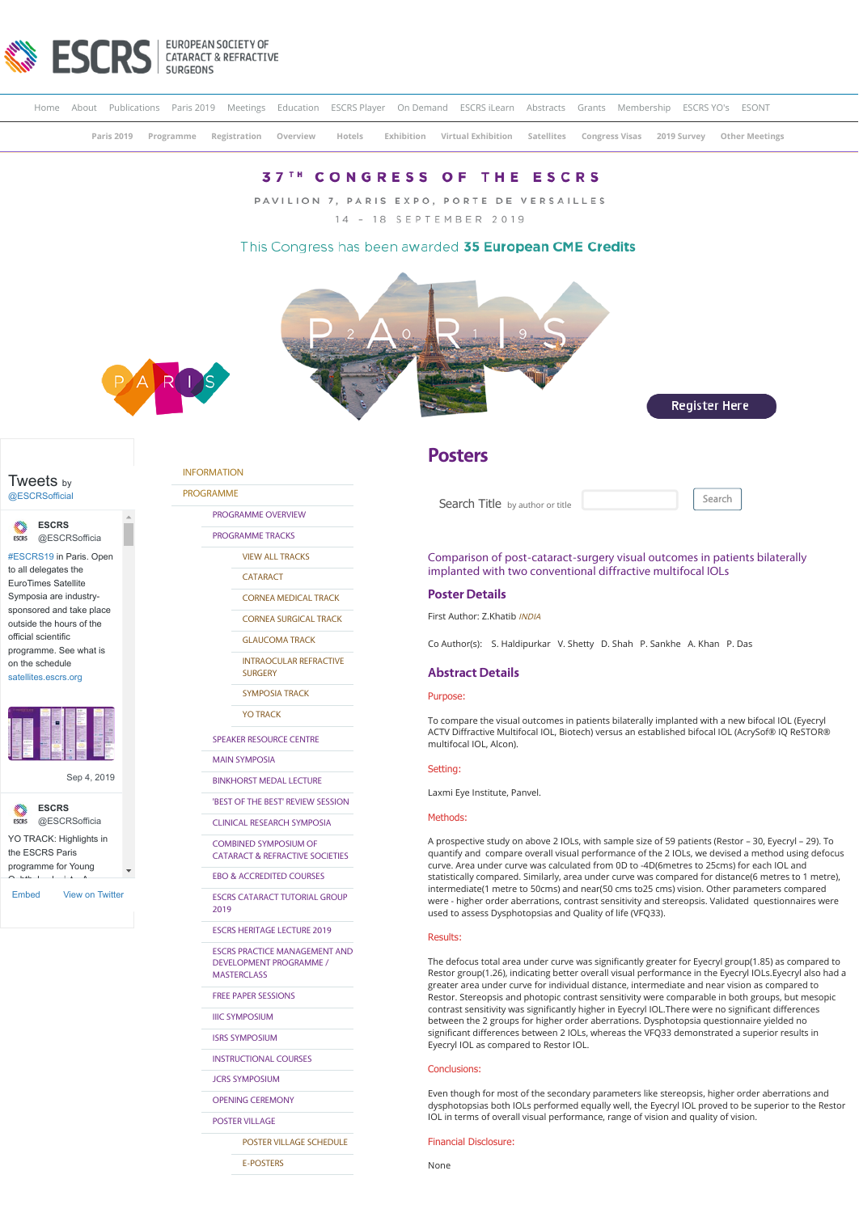ESCRS EUROPEAN SOCIETY OF CATARACT & REFRACTIVE SURGEONS

Home About Publications Paris 2019 Meetings Education ESCRS Player On Demand ESCRS iLearn Abstracts Grants Membership ESCRS YO's ESONT

Paris 2019 Programme Registration Overview Hotels Exhibition Virtual Exhibition Satellites Congress Visas 2019 Survey Other Meetings

# 37TH CONGRESS OF THE ESCRS

PAVILION 7, PARIS EXPO, PORTE DE VERSAILLES

14 - 18 SEPTEMBER 2019

This Congress has been awarded **35 European CME Credits**

Register Here

Tweets by @ESCRSofficial

ESCRS @ESCRSofficia

#ESCRS19 in Paris. Open to all delegates the EuroTimes Satellite Symposia are industry-sponsored and take place outside the hours of the official scientific programme. See what is on the schedule satellites.escrs.org

Sep 4, 2019

ESCRS @ESCRSofficia

YO TRACK: Highlights in the ESCRS Paris programme for Young

Embed View on Twitter

- INFORMATION
- PROGRAMME
  - PROGRAMME OVERVIEW
  - PROGRAMME TRACKS
    - VIEW ALL TRACKS
    - CATARACT
    - CORNEA MEDICAL TRACK
    - CORNEA SURGICAL TRACK
    - GLAUCOMA TRACK
    - INTRAOCULAR REFRACTIVE SURGERY
    - SYMPOSIA TRACK
    - YO TRACK
  - SPEAKER RESOURCE CENTRE
  - MAIN SYMPOSIA
  - BINKHORST MEDAL LECTURE
  - 'BEST OF THE BEST' REVIEW SESSION
  - CLINICAL RESEARCH SYMPOSIA
  - COMBINED SYMPOSIUM OF CATARACT & REFRACTIVE SOCIETIES
  - EBO & ACCREDITED COURSES
  - ESCRS CATARACT TUTORIAL GROUP 2019
  - ESCRS HERITAGE LECTURE 2019
  - ESCRS PRACTICE MANAGEMENT AND DEVELOPMENT PROGRAMME / MASTERCLASS
  - FREE PAPER SESSIONS
  - IIIC SYMPOSIUM
  - ISRS SYMPOSIUM
  - INSTRUCTIONAL COURSES
  - JCRS SYMPOSIUM
  - OPENING CEREMONY
  - POSTER VILLAGE
    - POSTER VILLAGE SCHEDULE
    - E-POSTERS

## Posters

Search Title by author or title Search

### Comparison of post-cataract-surgery visual outcomes in patients bilaterally implanted with two conventional diffractive multifocal IOLs

### Poster Details

First Author: Z.Khatib *INDIA*

Co Author(s): S. Haldipurkar V. Shetty D. Shah P. Sankhe A. Khan P. Das

### Abstract Details

**Purpose:**

To compare the visual outcomes in patients bilaterally implanted with a new bifocal IOL (Eyecryl ACTV Diffractive Multifocal IOL, Biotech) versus an established bifocal IOL (AcrySof® IQ ReSTOR® multifocal IOL, Alcon).

**Setting:**

Laxmi Eye Institute, Panvel.

**Methods:**

A prospective study on above 2 IOLs, with sample size of 59 patients (Restor – 30, Eyecryl – 29). To quantify and compare overall visual performance of the 2 IOLs, we devised a method using defocus curve. Area under curve was calculated from 0D to -4D(6metres to 25cms) for each IOL and statistically compared. Similarly, area under curve was compared for distance(6 metres to 1 metre), intermediate(1 metre to 50cms) and near(50 cms to25 cms) vision. Other parameters compared were - higher order aberrations, contrast sensitivity and stereopsis. Validated questionnaires were used to assess Dysphotopsias and Quality of life (VFQ33).

**Results:**

The defocus total area under curve was significantly greater for Eyecryl group(1.85) as compared to Restor group(1.26), indicating better overall visual performance in the Eyecryl IOLs.Eyecryl also had a greater area under curve for individual distance, intermediate and near vision as compared to Restor. Stereopsis and photopic contrast sensitivity were comparable in both groups, but mesopic contrast sensitivity was significantly higher in Eyecryl IOL.There were no significant differences between the 2 groups for higher order aberrations. Dysphotopsia questionnaire yielded no significant differences between 2 IOLs, whereas the VFQ33 demonstrated a superior results in Eyecryl IOL as compared to Restor IOL.

**Conclusions:**

Even though for most of the secondary parameters like stereopsis, higher order aberrations and dysphotopsias both IOLs performed equally well, the Eyecryl IOL proved to be superior to the Restor IOL in terms of overall visual performance, range of vision and quality of vision.

**Financial Disclosure:**

None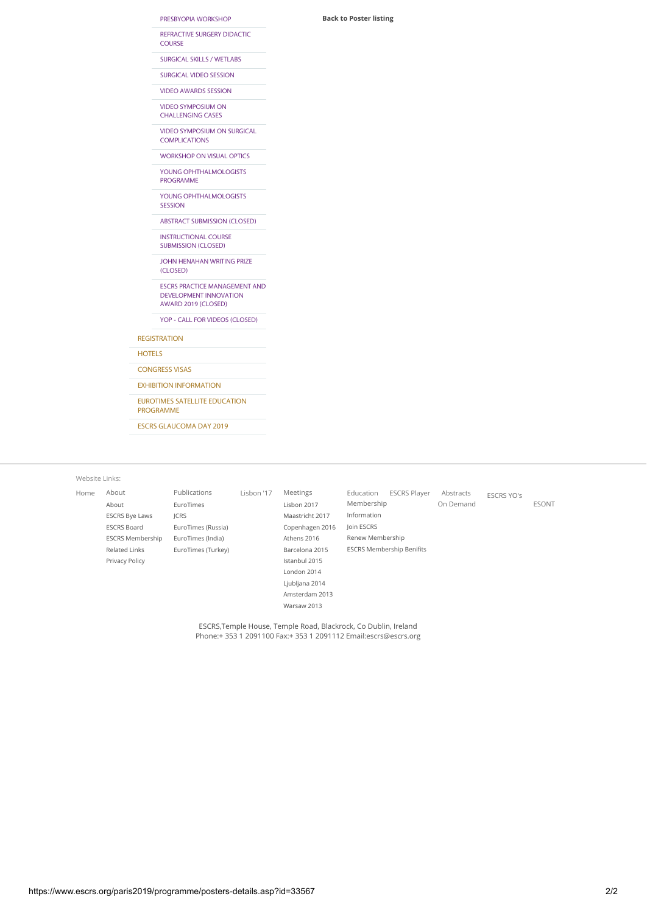- PRESBYOPIA WORKSHOP
- REFRACTIVE SURGERY DIDACTIC COURSE
- SURGICAL SKILLS / WETLABS
- SURGICAL VIDEO SESSION
- VIDEO AWARDS SESSION
- VIDEO SYMPOSIUM ON CHALLENGING CASES
- VIDEO SYMPOSIUM ON SURGICAL COMPLICATIONS
- WORKSHOP ON VISUAL OPTICS
- YOUNG OPHTHALMOLOGISTS PROGRAMME
- YOUNG OPHTHALMOLOGISTS SESSION
- ABSTRACT SUBMISSION (CLOSED)
- INSTRUCTIONAL COURSE SUBMISSION (CLOSED)
- JOHN HENAHAN WRITING PRIZE (CLOSED)
- ESCRS PRACTICE MANAGEMENT AND DEVELOPMENT INNOVATION AWARD 2019 (CLOSED)
- YOP - CALL FOR VIDEOS (CLOSED)

- REGISTRATION
- HOTELS
- CONGRESS VISAS
- EXHIBITION INFORMATION
- EUROTIMES SATELLITE EDUCATION PROGRAMME
- ESCRS GLAUCOMA DAY 2019

**Back to Poster listing**

Website Links:

Home

About
- About
- ESCRS Bye Laws
- ESCRS Board
- ESCRS Membership
- Related Links
- Privacy Policy

Publications
- EuroTimes
- JCRS
- EuroTimes (Russia)
- EuroTimes (India)
- EuroTimes (Turkey)

Lisbon '17

Meetings
- Lisbon 2017
- Maastricht 2017
- Copenhagen 2016
- Athens 2016
- Barcelona 2015
- Istanbul 2015
- London 2014
- Ljubljana 2014
- Amsterdam 2013
- Warsaw 2013

Education

Membership
- Information
- Join ESCRS
- Renew Membership
- ESCRS Membership Benifits

ESCRS Player

Abstracts On Demand

ESCRS YO's

ESONT

ESCRS,Temple House, Temple Road, Blackrock, Co Dublin, Ireland
Phone:+ 353 1 2091100 Fax:+ 353 1 2091112 Email:escrs@escrs.org